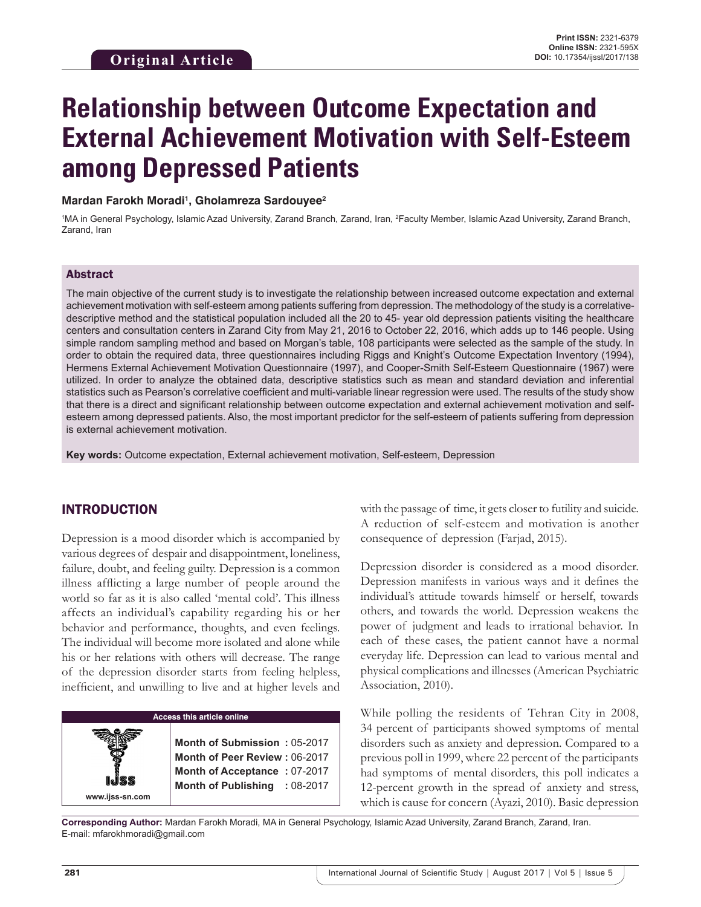**Original Article**

Print ISSN: 2321-6379
Online ISSN: 2321-595X
DOI: 10.17354/ijssI/2017/138

# Relationship between Outcome Expectation and External Achievement Motivation with Self-Esteem among Depressed Patients

**Mardan Farokh Moradi[1], Gholamreza Sardouyee[2]**

[1]MA in General Psychology, Islamic Azad University, Zarand Branch, Zarand, Iran, [2]Faculty Member, Islamic Azad University, Zarand Branch, Zarand, Iran

## Abstract

The main objective of the current study is to investigate the relationship between increased outcome expectation and external achievement motivation with self-esteem among patients suffering from depression. The methodology of the study is a correlative-descriptive method and the statistical population included all the 20 to 45- year old depression patients visiting the healthcare centers and consultation centers in Zarand City from May 21, 2016 to October 22, 2016, which adds up to 146 people. Using simple random sampling method and based on Morgan's table, 108 participants were selected as the sample of the study. In order to obtain the required data, three questionnaires including Riggs and Knight's Outcome Expectation Inventory (1994), Hermens External Achievement Motivation Questionnaire (1997), and Cooper-Smith Self-Esteem Questionnaire (1967) were utilized. In order to analyze the obtained data, descriptive statistics such as mean and standard deviation and inferential statistics such as Pearson's correlative coefficient and multi-variable linear regression were used. The results of the study show that there is a direct and significant relationship between outcome expectation and external achievement motivation and self-esteem among depressed patients. Also, the most important predictor for the self-esteem of patients suffering from depression is external achievement motivation.

**Key words:** Outcome expectation, External achievement motivation, Self-esteem, Depression

## INTRODUCTION

Depression is a mood disorder which is accompanied by various degrees of despair and disappointment, loneliness, failure, doubt, and feeling guilty. Depression is a common illness afflicting a large number of people around the world so far as it is also called 'mental cold'. This illness affects an individual's capability regarding his or her behavior and performance, thoughts, and even feelings. The individual will become more isolated and alone while his or her relations with others will decrease. The range of the depression disorder starts from feeling helpless, inefficient, and unwilling to live and at higher levels and with the passage of time, it gets closer to futility and suicide. A reduction of self-esteem and motivation is another consequence of depression (Farjad, 2015).

Depression disorder is considered as a mood disorder. Depression manifests in various ways and it defines the individual's attitude towards himself or herself, towards others, and towards the world. Depression weakens the power of judgment and leads to irrational behavior. In each of these cases, the patient cannot have a normal everyday life. Depression can lead to various mental and physical complications and illnesses (American Psychiatric Association, 2010).

While polling the residents of Tehran City in 2008, 34 percent of participants showed symptoms of mental disorders such as anxiety and depression. Compared to a previous poll in 1999, where 22 percent of the participants had symptoms of mental disorders, this poll indicates a 12-percent growth in the spread of anxiety and stress, which is cause for concern (Ayazi, 2010). Basic depression

| Access this article online | |
|---|---|
| www.ijss-sn.com | **Month of Submission :** 05-2017<br>**Month of Peer Review :** 06-2017<br>**Month of Acceptance :** 07-2017<br>**Month of Publishing :** 08-2017 |

**Corresponding Author:** Mardan Farokh Moradi, MA in General Psychology, Islamic Azad University, Zarand Branch, Zarand, Iran. E-mail: mfarokhmoradi@gmail.com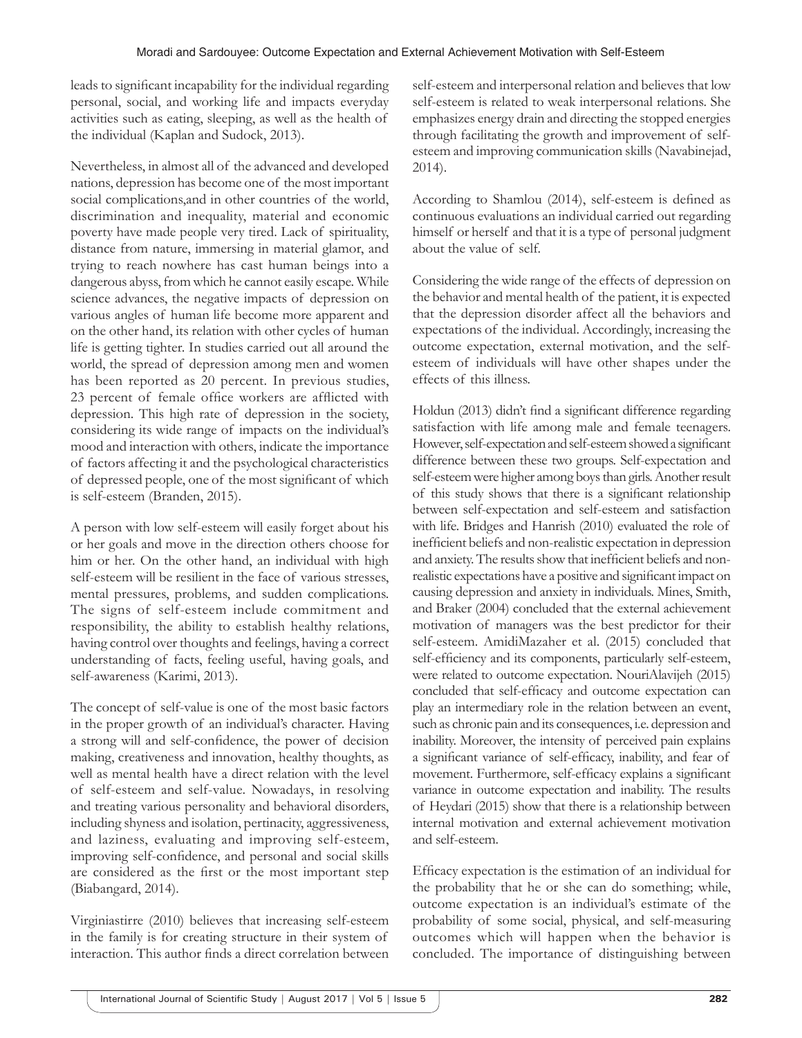leads to significant incapability for the individual regarding personal, social, and working life and impacts everyday activities such as eating, sleeping, as well as the health of the individual (Kaplan and Sudock, 2013).

Nevertheless, in almost all of the advanced and developed nations, depression has become one of the most important social complications,and in other countries of the world, discrimination and inequality, material and economic poverty have made people very tired. Lack of spirituality, distance from nature, immersing in material glamor, and trying to reach nowhere has cast human beings into a dangerous abyss, from which he cannot easily escape. While science advances, the negative impacts of depression on various angles of human life become more apparent and on the other hand, its relation with other cycles of human life is getting tighter. In studies carried out all around the world, the spread of depression among men and women has been reported as 20 percent. In previous studies, 23 percent of female office workers are afflicted with depression. This high rate of depression in the society, considering its wide range of impacts on the individual's mood and interaction with others, indicate the importance of factors affecting it and the psychological characteristics of depressed people, one of the most significant of which is self-esteem (Branden, 2015).

A person with low self-esteem will easily forget about his or her goals and move in the direction others choose for him or her. On the other hand, an individual with high self-esteem will be resilient in the face of various stresses, mental pressures, problems, and sudden complications. The signs of self-esteem include commitment and responsibility, the ability to establish healthy relations, having control over thoughts and feelings, having a correct understanding of facts, feeling useful, having goals, and self-awareness (Karimi, 2013).

The concept of self-value is one of the most basic factors in the proper growth of an individual's character. Having a strong will and self-confidence, the power of decision making, creativeness and innovation, healthy thoughts, as well as mental health have a direct relation with the level of self-esteem and self-value. Nowadays, in resolving and treating various personality and behavioral disorders, including shyness and isolation, pertinacity, aggressiveness, and laziness, evaluating and improving self-esteem, improving self-confidence, and personal and social skills are considered as the first or the most important step (Biabangard, 2014).

Virginiastirre (2010) believes that increasing self-esteem in the family is for creating structure in their system of interaction. This author finds a direct correlation between self-esteem and interpersonal relation and believes that low self-esteem is related to weak interpersonal relations. She emphasizes energy drain and directing the stopped energies through facilitating the growth and improvement of self-esteem and improving communication skills (Navabinejad, 2014).

According to Shamlou (2014), self-esteem is defined as continuous evaluations an individual carried out regarding himself or herself and that it is a type of personal judgment about the value of self.

Considering the wide range of the effects of depression on the behavior and mental health of the patient, it is expected that the depression disorder affect all the behaviors and expectations of the individual. Accordingly, increasing the outcome expectation, external motivation, and the self-esteem of individuals will have other shapes under the effects of this illness.

Holdun (2013) didn't find a significant difference regarding satisfaction with life among male and female teenagers. However, self-expectation and self-esteem showed a significant difference between these two groups. Self-expectation and self-esteem were higher among boys than girls. Another result of this study shows that there is a significant relationship between self-expectation and self-esteem and satisfaction with life. Bridges and Hanrish (2010) evaluated the role of inefficient beliefs and non-realistic expectation in depression and anxiety. The results show that inefficient beliefs and non-realistic expectations have a positive and significant impact on causing depression and anxiety in individuals. Mines, Smith, and Braker (2004) concluded that the external achievement motivation of managers was the best predictor for their self-esteem. AmidiMazaher et al. (2015) concluded that self-efficiency and its components, particularly self-esteem, were related to outcome expectation. NouriAlavijeh (2015) concluded that self-efficacy and outcome expectation can play an intermediary role in the relation between an event, such as chronic pain and its consequences, i.e. depression and inability. Moreover, the intensity of perceived pain explains a significant variance of self-efficacy, inability, and fear of movement. Furthermore, self-efficacy explains a significant variance in outcome expectation and inability. The results of Heydari (2015) show that there is a relationship between internal motivation and external achievement motivation and self-esteem.

Efficacy expectation is the estimation of an individual for the probability that he or she can do something; while, outcome expectation is an individual's estimate of the probability of some social, physical, and self-measuring outcomes which will happen when the behavior is concluded. The importance of distinguishing between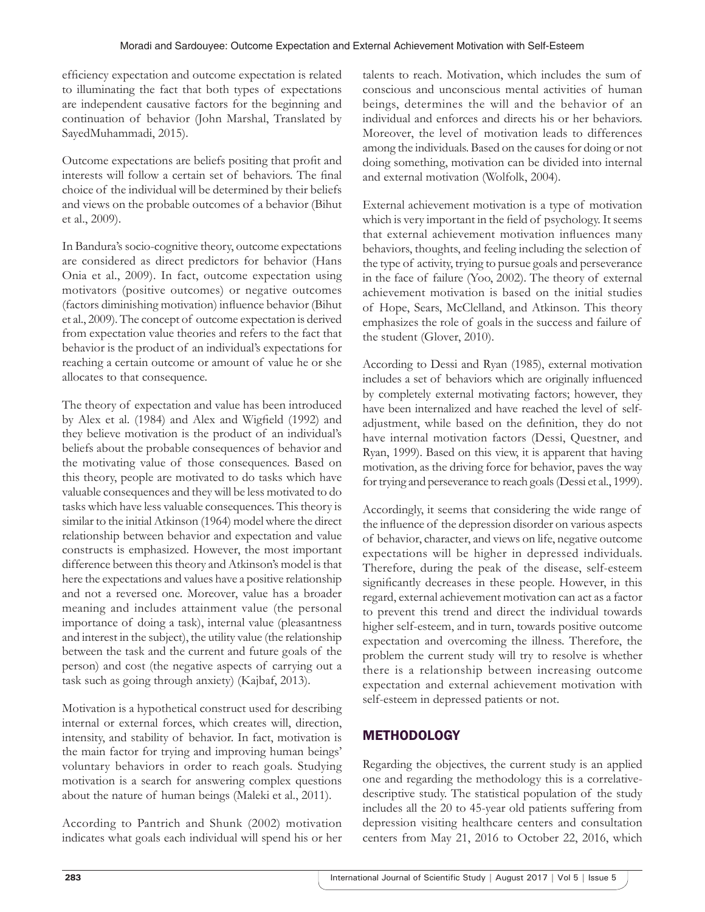efficiency expectation and outcome expectation is related to illuminating the fact that both types of expectations are independent causative factors for the beginning and continuation of behavior (John Marshal, Translated by SayedMuhammadi, 2015).

Outcome expectations are beliefs positing that profit and interests will follow a certain set of behaviors. The final choice of the individual will be determined by their beliefs and views on the probable outcomes of a behavior (Bihut et al., 2009).

In Bandura's socio-cognitive theory, outcome expectations are considered as direct predictors for behavior (Hans Onia et al., 2009). In fact, outcome expectation using motivators (positive outcomes) or negative outcomes (factors diminishing motivation) influence behavior (Bihut et al., 2009). The concept of outcome expectation is derived from expectation value theories and refers to the fact that behavior is the product of an individual's expectations for reaching a certain outcome or amount of value he or she allocates to that consequence.

The theory of expectation and value has been introduced by Alex et al. (1984) and Alex and Wigfield (1992) and they believe motivation is the product of an individual's beliefs about the probable consequences of behavior and the motivating value of those consequences. Based on this theory, people are motivated to do tasks which have valuable consequences and they will be less motivated to do tasks which have less valuable consequences. This theory is similar to the initial Atkinson (1964) model where the direct relationship between behavior and expectation and value constructs is emphasized. However, the most important difference between this theory and Atkinson's model is that here the expectations and values have a positive relationship and not a reversed one. Moreover, value has a broader meaning and includes attainment value (the personal importance of doing a task), internal value (pleasantness and interest in the subject), the utility value (the relationship between the task and the current and future goals of the person) and cost (the negative aspects of carrying out a task such as going through anxiety) (Kajbaf, 2013).

Motivation is a hypothetical construct used for describing internal or external forces, which creates will, direction, intensity, and stability of behavior. In fact, motivation is the main factor for trying and improving human beings' voluntary behaviors in order to reach goals. Studying motivation is a search for answering complex questions about the nature of human beings (Maleki et al., 2011).

According to Pantrich and Shunk (2002) motivation indicates what goals each individual will spend his or her talents to reach. Motivation, which includes the sum of conscious and unconscious mental activities of human beings, determines the will and the behavior of an individual and enforces and directs his or her behaviors. Moreover, the level of motivation leads to differences among the individuals. Based on the causes for doing or not doing something, motivation can be divided into internal and external motivation (Wolfolk, 2004).

External achievement motivation is a type of motivation which is very important in the field of psychology. It seems that external achievement motivation influences many behaviors, thoughts, and feeling including the selection of the type of activity, trying to pursue goals and perseverance in the face of failure (Yoo, 2002). The theory of external achievement motivation is based on the initial studies of Hope, Sears, McClelland, and Atkinson. This theory emphasizes the role of goals in the success and failure of the student (Glover, 2010).

According to Dessi and Ryan (1985), external motivation includes a set of behaviors which are originally influenced by completely external motivating factors; however, they have been internalized and have reached the level of self-adjustment, while based on the definition, they do not have internal motivation factors (Dessi, Questner, and Ryan, 1999). Based on this view, it is apparent that having motivation, as the driving force for behavior, paves the way for trying and perseverance to reach goals (Dessi et al., 1999).

Accordingly, it seems that considering the wide range of the influence of the depression disorder on various aspects of behavior, character, and views on life, negative outcome expectations will be higher in depressed individuals. Therefore, during the peak of the disease, self-esteem significantly decreases in these people. However, in this regard, external achievement motivation can act as a factor to prevent this trend and direct the individual towards higher self-esteem, and in turn, towards positive outcome expectation and overcoming the illness. Therefore, the problem the current study will try to resolve is whether there is a relationship between increasing outcome expectation and external achievement motivation with self-esteem in depressed patients or not.

## METHODOLOGY

Regarding the objectives, the current study is an applied one and regarding the methodology this is a correlative-descriptive study. The statistical population of the study includes all the 20 to 45-year old patients suffering from depression visiting healthcare centers and consultation centers from May 21, 2016 to October 22, 2016, which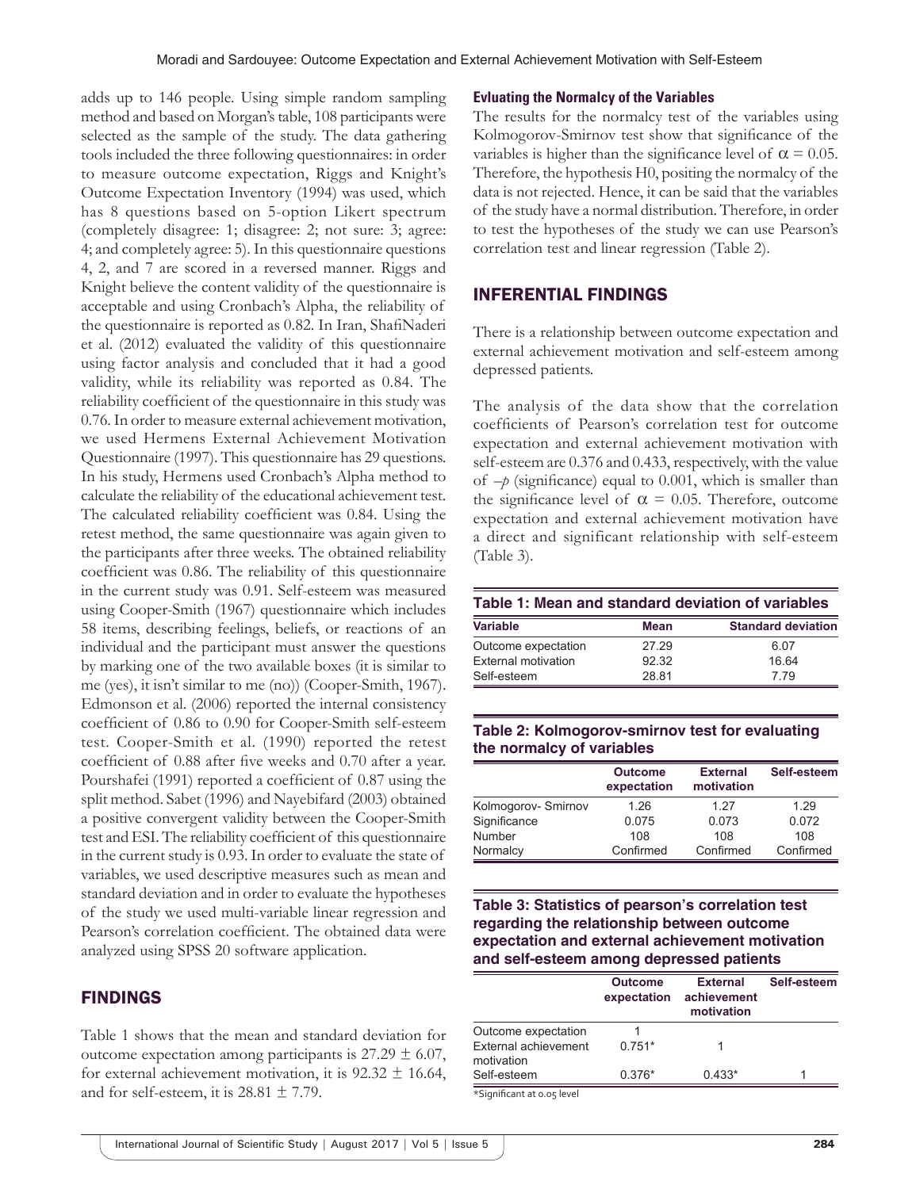adds up to 146 people. Using simple random sampling method and based on Morgan's table, 108 participants were selected as the sample of the study. The data gathering tools included the three following questionnaires: in order to measure outcome expectation, Riggs and Knight's Outcome Expectation Inventory (1994) was used, which has 8 questions based on 5-option Likert spectrum (completely disagree: 1; disagree: 2; not sure: 3; agree: 4; and completely agree: 5). In this questionnaire questions 4, 2, and 7 are scored in a reversed manner. Riggs and Knight believe the content validity of the questionnaire is acceptable and using Cronbach's Alpha, the reliability of the questionnaire is reported as 0.82. In Iran, ShafiNaderi et al. (2012) evaluated the validity of this questionnaire using factor analysis and concluded that it had a good validity, while its reliability was reported as 0.84. The reliability coefficient of the questionnaire in this study was 0.76. In order to measure external achievement motivation, we used Hermens External Achievement Motivation Questionnaire (1997). This questionnaire has 29 questions. In his study, Hermens used Cronbach's Alpha method to calculate the reliability of the educational achievement test. The calculated reliability coefficient was 0.84. Using the retest method, the same questionnaire was again given to the participants after three weeks. The obtained reliability coefficient was 0.86. The reliability of this questionnaire in the current study was 0.91. Self-esteem was measured using Cooper-Smith (1967) questionnaire which includes 58 items, describing feelings, beliefs, or reactions of an individual and the participant must answer the questions by marking one of the two available boxes (it is similar to me (yes), it isn't similar to me (no)) (Cooper-Smith, 1967). Edmonson et al. (2006) reported the internal consistency coefficient of 0.86 to 0.90 for Cooper-Smith self-esteem test. Cooper-Smith et al. (1990) reported the retest coefficient of 0.88 after five weeks and 0.70 after a year. Pourshafei (1991) reported a coefficient of 0.87 using the split method. Sabet (1996) and Nayebifard (2003) obtained a positive convergent validity between the Cooper-Smith test and ESI. The reliability coefficient of this questionnaire in the current study is 0.93. In order to evaluate the state of variables, we used descriptive measures such as mean and standard deviation and in order to evaluate the hypotheses of the study we used multi-variable linear regression and Pearson's correlation coefficient. The obtained data were analyzed using SPSS 20 software application.

## FINDINGS

Table 1 shows that the mean and standard deviation for outcome expectation among participants is $27.29 \pm 6.07$, for external achievement motivation, it is $92.32 \pm 16.64$, and for self-esteem, it is $28.81 \pm 7.79$.

### Evluating the Normalcy of the Variables

The results for the normalcy test of the variables using Kolmogorov-Smirnov test show that significance of the variables is higher than the significance level of $\alpha = 0.05$. Therefore, the hypothesis H0, positing the normalcy of the data is not rejected. Hence, it can be said that the variables of the study have a normal distribution. Therefore, in order to test the hypotheses of the study we can use Pearson's correlation test and linear regression (Table 2).

## INFERENTIAL FINDINGS

There is a relationship between outcome expectation and external achievement motivation and self-esteem among depressed patients.

The analysis of the data show that the correlation coefficients of Pearson's correlation test for outcome expectation and external achievement motivation with self-esteem are 0.376 and 0.433, respectively, with the value of $-p$ (significance) equal to 0.001, which is smaller than the significance level of $\alpha = 0.05$. Therefore, outcome expectation and external achievement motivation have a direct and significant relationship with self-esteem (Table 3).

**Table 1: Mean and standard deviation of variables**

| Variable | Mean | Standard deviation |
|---|---|---|
| Outcome expectation | 27.29 | 6.07 |
| External motivation | 92.32 | 16.64 |
| Self-esteem | 28.81 | 7.79 |

**Table 2: Kolmogorov-smirnov test for evaluating the normalcy of variables**

| | Outcome expectation | External motivation | Self-esteem |
|---|---|---|---|
| Kolmogorov- Smirnov | 1.26 | 1.27 | 1.29 |
| Significance | 0.075 | 0.073 | 0.072 |
| Number | 108 | 108 | 108 |
| Normalcy | Confirmed | Confirmed | Confirmed |

**Table 3: Statistics of pearson's correlation test regarding the relationship between outcome expectation and external achievement motivation and self-esteem among depressed patients**

| | Outcome expectation | External achievement motivation | Self-esteem |
|---|---|---|---|
| Outcome expectation | 1 | | |
| External achievement motivation | 0.751* | 1 | |
| Self-esteem | 0.376* | 0.433* | 1 |

*Significant at 0.05 level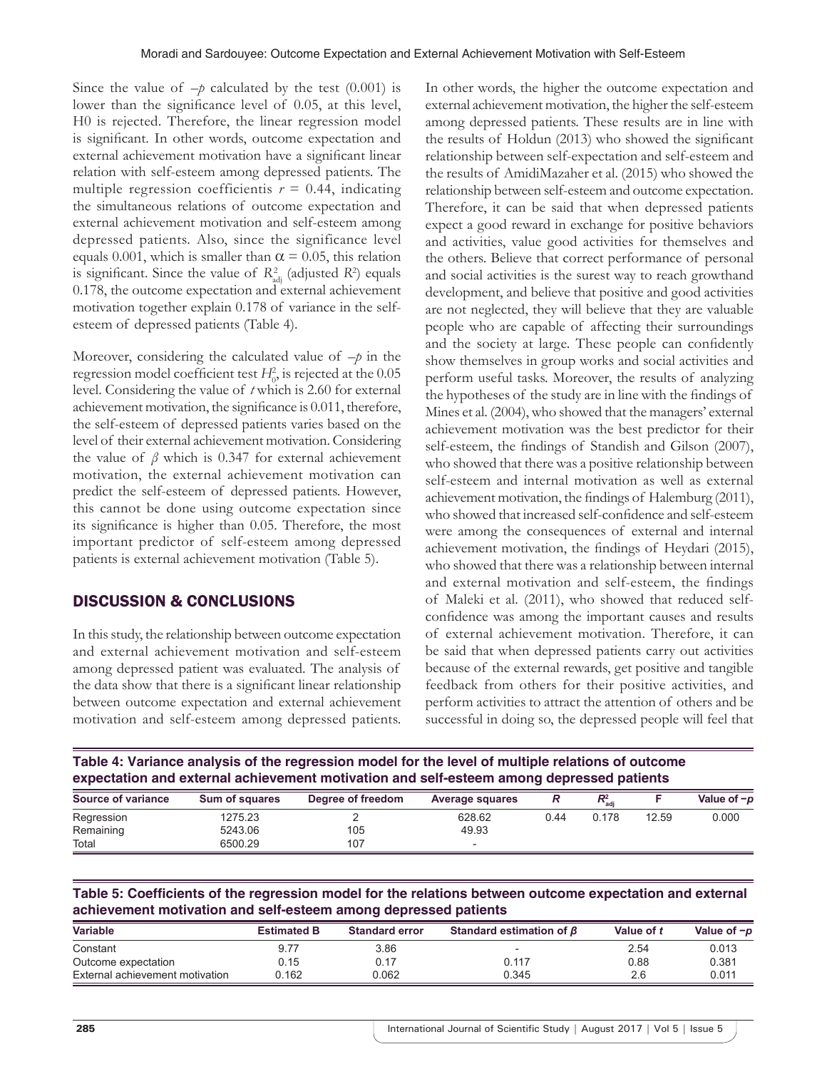Since the value of $-p$ calculated by the test (0.001) is lower than the significance level of 0.05, at this level, H0 is rejected. Therefore, the linear regression model is significant. In other words, outcome expectation and external achievement motivation have a significant linear relation with self-esteem among depressed patients. The multiple regression coefficientis $r = 0.44$, indicating the simultaneous relations of outcome expectation and external achievement motivation and self-esteem among depressed patients. Also, since the significance level equals 0.001, which is smaller than $\alpha = 0.05$, this relation is significant. Since the value of $R^2_{adj}$ (adjusted $R^2$) equals 0.178, the outcome expectation and external achievement motivation together explain 0.178 of variance in the self-esteem of depressed patients (Table 4).

Moreover, considering the calculated value of $-p$ in the regression model coefficient test $H^2_0$, is rejected at the 0.05 level. Considering the value of $t$ which is 2.60 for external achievement motivation, the significance is 0.011, therefore, the self-esteem of depressed patients varies based on the level of their external achievement motivation. Considering the value of $\beta$ which is 0.347 for external achievement motivation, the external achievement motivation can predict the self-esteem of depressed patients. However, this cannot be done using outcome expectation since its significance is higher than 0.05. Therefore, the most important predictor of self-esteem among depressed patients is external achievement motivation (Table 5).

## DISCUSSION & CONCLUSIONS

In this study, the relationship between outcome expectation and external achievement motivation and self-esteem among depressed patient was evaluated. The analysis of the data show that there is a significant linear relationship between outcome expectation and external achievement motivation and self-esteem among depressed patients. In other words, the higher the outcome expectation and external achievement motivation, the higher the self-esteem among depressed patients. These results are in line with the results of Holdun (2013) who showed the significant relationship between self-expectation and self-esteem and the results of AmidiMazaher et al. (2015) who showed the relationship between self-esteem and outcome expectation. Therefore, it can be said that when depressed patients expect a good reward in exchange for positive behaviors and activities, value good activities for themselves and the others. Believe that correct performance of personal and social activities is the surest way to reach growthand development, and believe that positive and good activities are not neglected, they will believe that they are valuable people who are capable of affecting their surroundings and the society at large. These people can confidently show themselves in group works and social activities and perform useful tasks. Moreover, the results of analyzing the hypotheses of the study are in line with the findings of Mines et al. (2004), who showed that the managers' external achievement motivation was the best predictor for their self-esteem, the findings of Standish and Gilson (2007), who showed that there was a positive relationship between self-esteem and internal motivation as well as external achievement motivation, the findings of Halemburg (2011), who showed that increased self-confidence and self-esteem were among the consequences of external and internal achievement motivation, the findings of Heydari (2015), who showed that there was a relationship between internal and external motivation and self-esteem, the findings of Maleki et al. (2011), who showed that reduced self-confidence was among the important causes and results of external achievement motivation. Therefore, it can be said that when depressed patients carry out activities because of the external rewards, get positive and tangible feedback from others for their positive activities, and perform activities to attract the attention of others and be successful in doing so, the depressed people will feel that

**Table 4: Variance analysis of the regression model for the level of multiple relations of outcome expectation and external achievement motivation and self-esteem among depressed patients**

| Source of variance | Sum of squares | Degree of freedom | Average squares | $R$ | $R^2_{adj}$ | F | Value of $-p$ |
|---|---|---|---|---|---|---|---|
| Regression | 1275.23 | 2 | 628.62 | 0.44 | 0.178 | 12.59 | 0.000 |
| Remaining | 5243.06 | 105 | 49.93 | | | | |
| Total | 6500.29 | 107 | - | | | | |

**Table 5: Coefficients of the regression model for the relations between outcome expectation and external achievement motivation and self-esteem among depressed patients**

| Variable | Estimated B | Standard error | Standard estimation of $\beta$ | Value of $t$ | Value of $-p$ |
|---|---|---|---|---|---|
| Constant | 9.77 | 3.86 | - | 2.54 | 0.013 |
| Outcome expectation | 0.15 | 0.17 | 0.117 | 0.88 | 0.381 |
| External achievement motivation | 0.162 | 0.062 | 0.345 | 2.6 | 0.011 |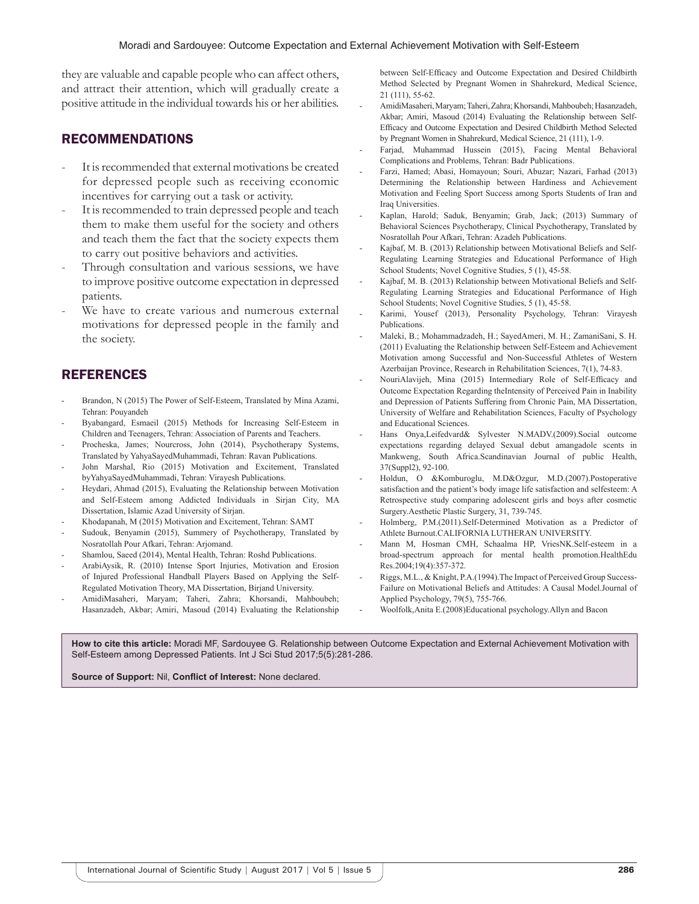they are valuable and capable people who can affect others, and attract their attention, which will gradually create a positive attitude in the individual towards his or her abilities.

## RECOMMENDATIONS

- It is recommended that external motivations be created for depressed people such as receiving economic incentives for carrying out a task or activity.
- It is recommended to train depressed people and teach them to make them useful for the society and others and teach them the fact that the society expects them to carry out positive behaviors and activities.
- Through consultation and various sessions, we have to improve positive outcome expectation in depressed patients.
- We have to create various and numerous external motivations for depressed people in the family and the society.

## REFERENCES

- Brandon, N (2015) The Power of Self-Esteem, Translated by Mina Azami, Tehran: Pouyandeh
- Byabangard, Esmaeil (2015) Methods for Increasing Self-Esteem in Children and Teenagers, Tehran: Association of Parents and Teachers.
- Procheska, James; Nourcross, John (2014), Psychotherapy Systems, Translated by YahyaSayedMuhammadi, Tehran: Ravan Publications.
- John Marshal, Rio (2015) Motivation and Excitement, Translated byYahyaSayedMuhammadi, Tehran: Virayesh Publications.
- Heydari, Ahmad (2015), Evaluating the Relationship between Motivation and Self-Esteem among Addicted Individuals in Sirjan City, MA Dissertation, Islamic Azad University of Sirjan.
- Khodapanah, M (2015) Motivation and Excitement, Tehran: SAMT
- Sudouk, Benyamin (2015), Summery of Psychotherapy, Translated by Nosratollah Pour Afkari, Tehran: Arjomand.
- Shamlou, Saeed (2014), Mental Health, Tehran: Roshd Publications.
- ArabiAysik, R. (2010) Intense Sport Injuries, Motivation and Erosion of Injured Professional Handball Players Based on Applying the Self-Regulated Motivation Theory, MA Dissertation, Birjand University.
- AmidiMasaheri, Maryam; Taheri, Zahra; Khorsandi, Mahboubeh; Hasanzadeh, Akbar; Amiri, Masoud (2014) Evaluating the Relationship between Self-Efficacy and Outcome Expectation and Desired Childbirth Method Selected by Pregnant Women in Shahrekurd, Medical Science, 21 (111), 55-62.
- AmidiMasaheri, Maryam; Taheri, Zahra; Khorsandi, Mahboubeh; Hasanzadeh, Akbar; Amiri, Masoud (2014) Evaluating the Relationship between Self-Efficacy and Outcome Expectation and Desired Childbirth Method Selected by Pregnant Women in Shahrekurd, Medical Science, 21 (111), 1-9.
- Farjad, Muhammad Hussein (2015), Facing Mental Behavioral Complications and Problems, Tehran: Badr Publications.
- Farzi, Hamed; Abasi, Homayoun; Souri, Abuzar; Nazari, Farhad (2013) Determining the Relationship between Hardiness and Achievement Motivation and Feeling Sport Success among Sports Students of Iran and Iraq Universities.
- Kaplan, Harold; Saduk, Benyamin; Grab, Jack; (2013) Summary of Behavioral Sciences Psychotherapy, Clinical Psychotherapy, Translated by Nosratollah Pour Afkari, Tehran: Azadeh Publications.
- Kajbaf, M. B. (2013) Relationship between Motivational Beliefs and Self-Regulating Learning Strategies and Educational Performance of High School Students; Novel Cognitive Studies, 5 (1), 45-58.
- Kajbaf, M. B. (2013) Relationship between Motivational Beliefs and Self-Regulating Learning Strategies and Educational Performance of High School Students; Novel Cognitive Studies, 5 (1), 45-58.
- Karimi, Yousef (2013), Personality Psychology, Tehran: Virayesh Publications.
- Maleki, B.; Mohammadzadeh, H.; SayedAmeri, M. H.; ZamaniSani, S. H. (2011) Evaluating the Relationship between Self-Esteem and Achievement Motivation among Successful and Non-Successful Athletes of Western Azerbaijan Province, Research in Rehabilitation Sciences, 7(1), 74-83.
- NouriAlavijeh, Mina (2015) Intermediary Role of Self-Efficacy and Outcome Expectation Regarding theIntensity of Perceived Pain in Inability and Depression of Patients Suffering from Chronic Pain, MA Dissertation, University of Welfare and Rehabilitation Sciences, Faculty of Psychology and Educational Sciences.
- Hans Onya,Leifedvard& Sylvester N.MADV.(2009).Social outcome expectations regarding delayed Sexual debut amangadole scents in Mankweng, South Africa.Scandinavian Journal of public Health, 37(Suppl2), 92-100.
- Holdun, O &Komburoglu, M.D&Ozgur, M.D.(2007).Postoperative satisfaction and the patient's body image life satisfaction and selfesteem: A Retrospective study comparing adolescent girls and boys after cosmetic Surgery.Aesthetic Plastic Surgery, 31, 739-745.
- Holmberg, P.M.(2011).Self-Determined Motivation as a Predictor of Athlete Burnout.CALIFORNIA LUTHERAN UNIVERSITY.
- Mann M, Hosman CMH, Schaalma HP, VriesNK.Self-esteem in a broad-spectrum approach for mental health promotion.HealthEdu Res.2004;19(4):357-372.
- Riggs, M.L., & Knight, P.A.(1994).The Impact of Perceived Group Success-Failure on Motivational Beliefs and Attitudes: A Causal Model.Journal of Applied Psychology, 79(5), 755-766.
- Woolfolk,Anita E.(2008)Educational psychology.Allyn and Bacon

**How to cite this article:** Moradi MF, Sardouyee G. Relationship between Outcome Expectation and External Achievement Motivation with Self-Esteem among Depressed Patients. Int J Sci Stud 2017;5(5):281-286.

**Source of Support:** Nil, **Conflict of Interest:** None declared.